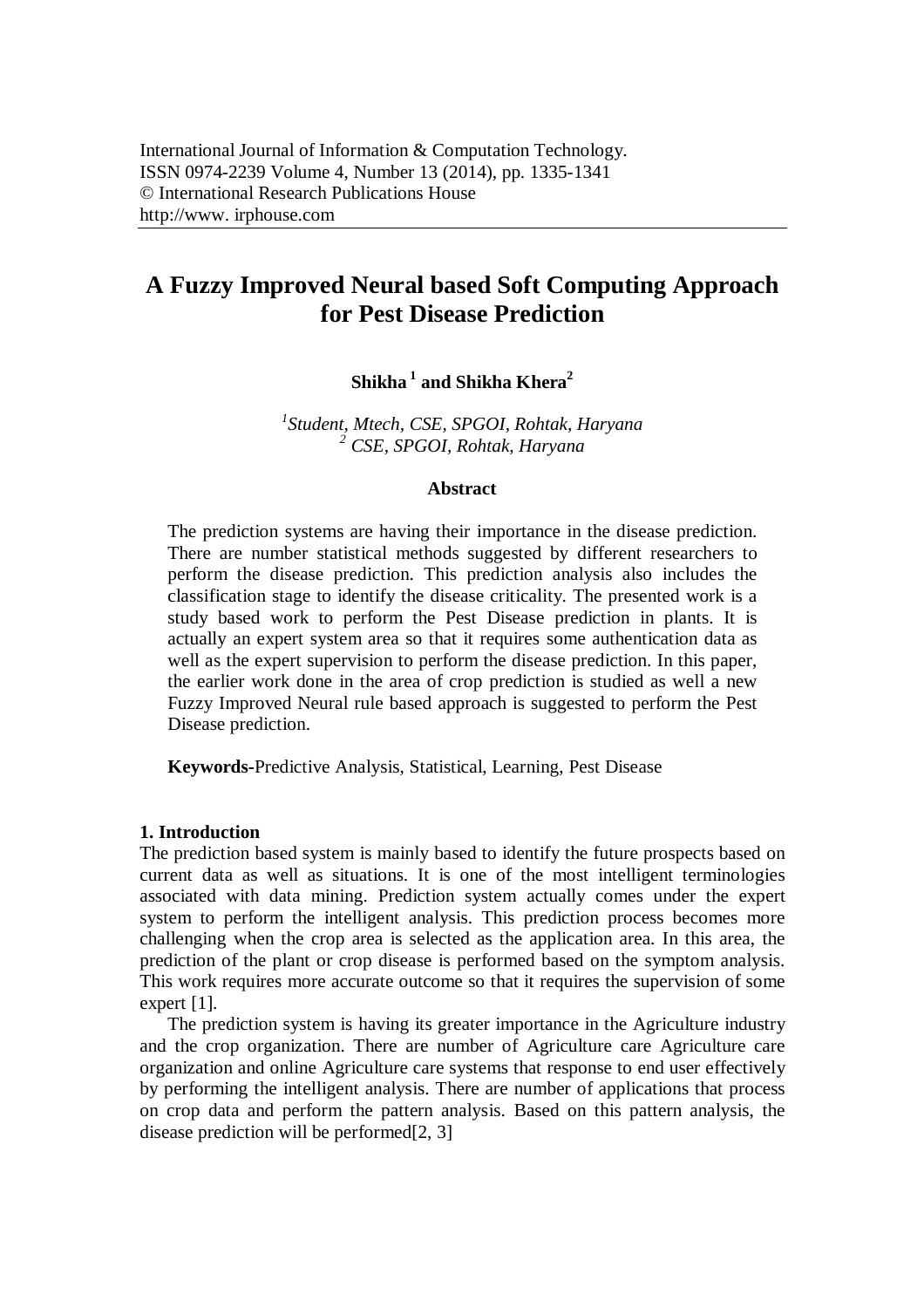International Journal of Information & Computation Technology.
ISSN 0974-2239 Volume 4, Number 13 (2014), pp. 1335-1341
© International Research Publications House
http://www. irphouse.com

# A Fuzzy Improved Neural based Soft Computing Approach for Pest Disease Prediction

**Shikha [1] and Shikha Khera[2]**

*[1]Student, Mtech, CSE, SPGOI, Rohtak, Haryana*
*[2] CSE, SPGOI, Rohtak, Haryana*

### Abstract

The prediction systems are having their importance in the disease prediction. There are number statistical methods suggested by different researchers to perform the disease prediction. This prediction analysis also includes the classification stage to identify the disease criticality. The presented work is a study based work to perform the Pest Disease prediction in plants. It is actually an expert system area so that it requires some authentication data as well as the expert supervision to perform the disease prediction. In this paper, the earlier work done in the area of crop prediction is studied as well a new Fuzzy Improved Neural rule based approach is suggested to perform the Pest Disease prediction.

**Keywords-**Predictive Analysis, Statistical, Learning, Pest Disease

## 1. Introduction

The prediction based system is mainly based to identify the future prospects based on current data as well as situations. It is one of the most intelligent terminologies associated with data mining. Prediction system actually comes under the expert system to perform the intelligent analysis. This prediction process becomes more challenging when the crop area is selected as the application area. In this area, the prediction of the plant or crop disease is performed based on the symptom analysis. This work requires more accurate outcome so that it requires the supervision of some expert [1].

The prediction system is having its greater importance in the Agriculture industry and the crop organization. There are number of Agriculture care Agriculture care organization and online Agriculture care systems that response to end user effectively by performing the intelligent analysis. There are number of applications that process on crop data and perform the pattern analysis. Based on this pattern analysis, the disease prediction will be performed[2, 3]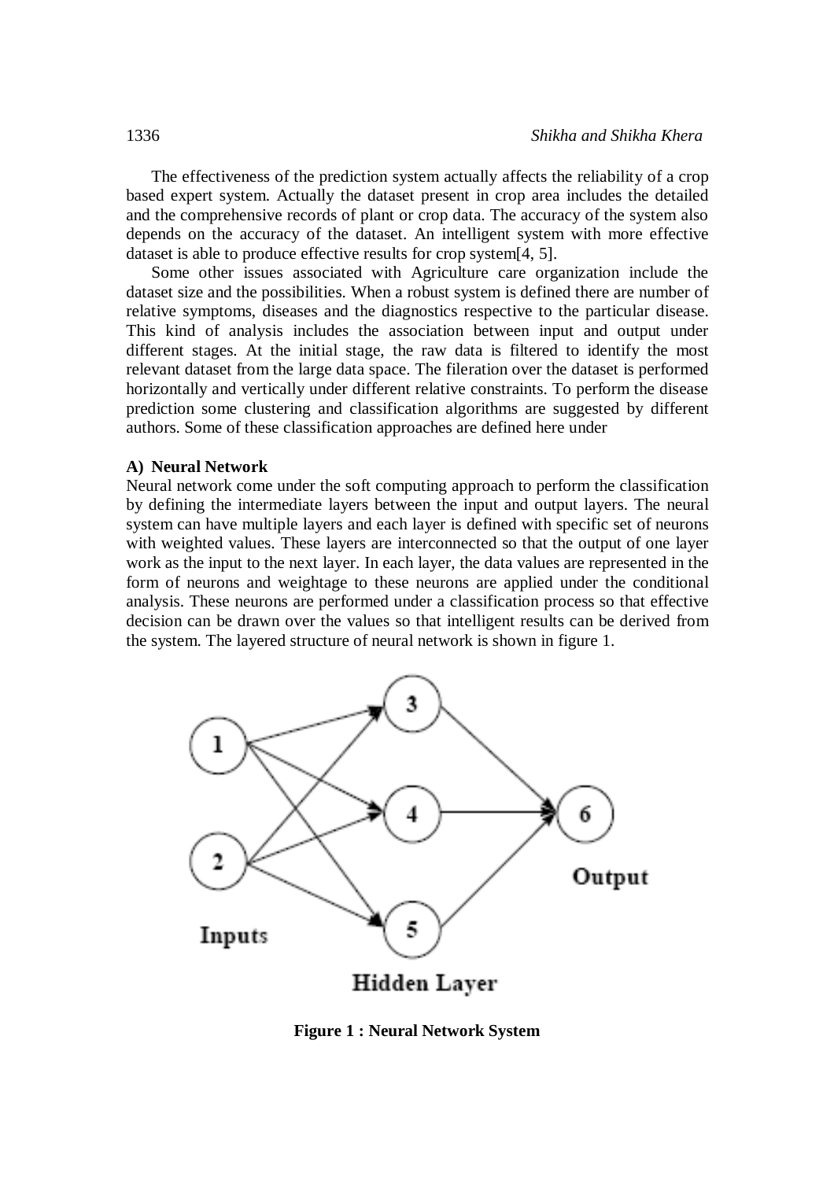The effectiveness of the prediction system actually affects the reliability of a crop based expert system. Actually the dataset present in crop area includes the detailed and the comprehensive records of plant or crop data. The accuracy of the system also depends on the accuracy of the dataset. An intelligent system with more effective dataset is able to produce effective results for crop system[4, 5].

Some other issues associated with Agriculture care organization include the dataset size and the possibilities. When a robust system is defined there are number of relative symptoms, diseases and the diagnostics respective to the particular disease. This kind of analysis includes the association between input and output under different stages. At the initial stage, the raw data is filtered to identify the most relevant dataset from the large data space. The fileration over the dataset is performed horizontally and vertically under different relative constraints. To perform the disease prediction some clustering and classification algorithms are suggested by different authors. Some of these classification approaches are defined here under

**A) Neural Network**

Neural network come under the soft computing approach to perform the classification by defining the intermediate layers between the input and output layers. The neural system can have multiple layers and each layer is defined with specific set of neurons with weighted values. These layers are interconnected so that the output of one layer work as the input to the next layer. In each layer, the data values are represented in the form of neurons and weightage to these neurons are applied under the conditional analysis. These neurons are performed under a classification process so that effective decision can be drawn over the values so that intelligent results can be derived from the system. The layered structure of neural network is shown in figure 1.

**Figure 1 : Neural Network System**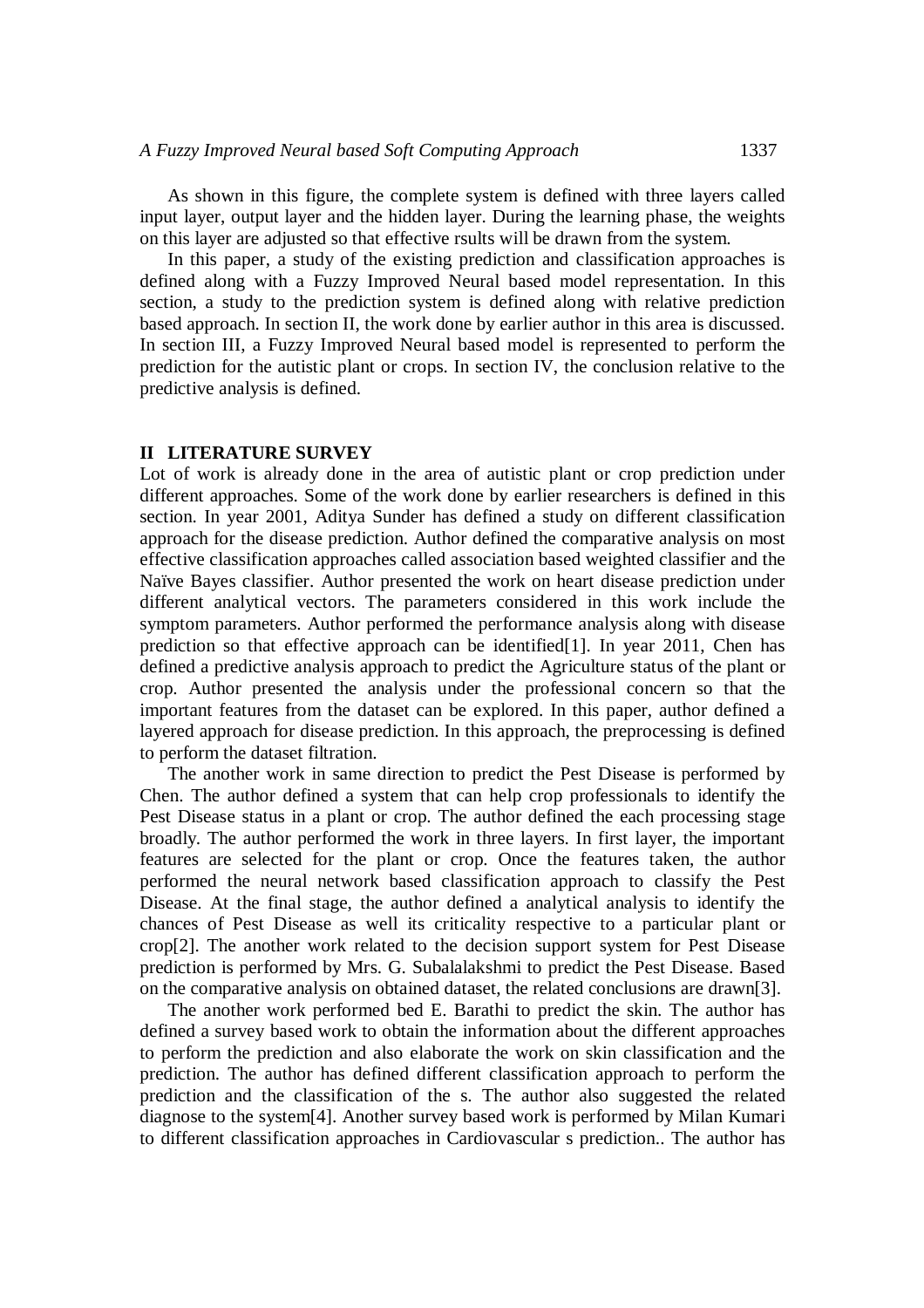As shown in this figure, the complete system is defined with three layers called input layer, output layer and the hidden layer. During the learning phase, the weights on this layer are adjusted so that effective rsults will be drawn from the system.

In this paper, a study of the existing prediction and classification approaches is defined along with a Fuzzy Improved Neural based model representation. In this section, a study to the prediction system is defined along with relative prediction based approach. In section II, the work done by earlier author in this area is discussed. In section III, a Fuzzy Improved Neural based model is represented to perform the prediction for the autistic plant or crops. In section IV, the conclusion relative to the predictive analysis is defined.

## II LITERATURE SURVEY

Lot of work is already done in the area of autistic plant or crop prediction under different approaches. Some of the work done by earlier researchers is defined in this section. In year 2001, Aditya Sunder has defined a study on different classification approach for the disease prediction. Author defined the comparative analysis on most effective classification approaches called association based weighted classifier and the Naïve Bayes classifier. Author presented the work on heart disease prediction under different analytical vectors. The parameters considered in this work include the symptom parameters. Author performed the performance analysis along with disease prediction so that effective approach can be identified[1]. In year 2011, Chen has defined a predictive analysis approach to predict the Agriculture status of the plant or crop. Author presented the analysis under the professional concern so that the important features from the dataset can be explored. In this paper, author defined a layered approach for disease prediction. In this approach, the preprocessing is defined to perform the dataset filtration.

The another work in same direction to predict the Pest Disease is performed by Chen. The author defined a system that can help crop professionals to identify the Pest Disease status in a plant or crop. The author defined the each processing stage broadly. The author performed the work in three layers. In first layer, the important features are selected for the plant or crop. Once the features taken, the author performed the neural network based classification approach to classify the Pest Disease. At the final stage, the author defined a analytical analysis to identify the chances of Pest Disease as well its criticality respective to a particular plant or crop[2]. The another work related to the decision support system for Pest Disease prediction is performed by Mrs. G. Subalalakshmi to predict the Pest Disease. Based on the comparative analysis on obtained dataset, the related conclusions are drawn[3].

The another work performed bed E. Barathi to predict the skin. The author has defined a survey based work to obtain the information about the different approaches to perform the prediction and also elaborate the work on skin classification and the prediction. The author has defined different classification approach to perform the prediction and the classification of the s. The author also suggested the related diagnose to the system[4]. Another survey based work is performed by Milan Kumari to different classification approaches in Cardiovascular s prediction.. The author has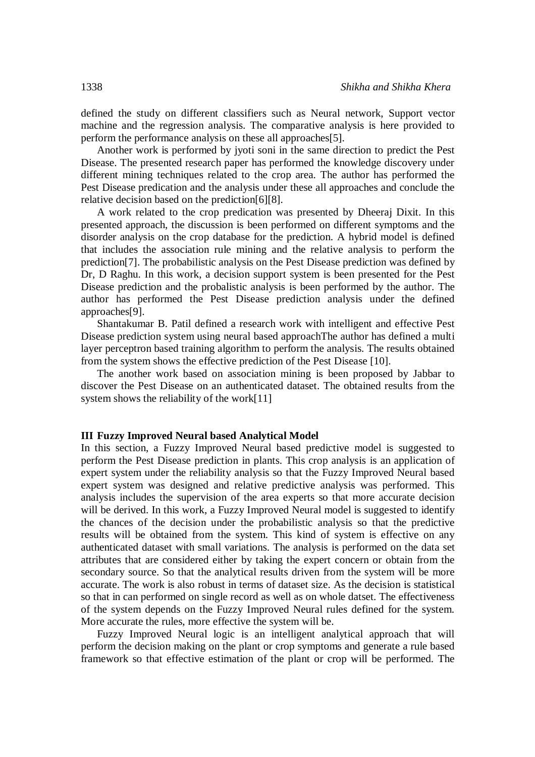defined the study on different classifiers such as Neural network, Support vector machine and the regression analysis. The comparative analysis is here provided to perform the performance analysis on these all approaches[5].

Another work is performed by jyoti soni in the same direction to predict the Pest Disease. The presented research paper has performed the knowledge discovery under different mining techniques related to the crop area. The author has performed the Pest Disease predication and the analysis under these all approaches and conclude the relative decision based on the prediction[6][8].

A work related to the crop predication was presented by Dheeraj Dixit. In this presented approach, the discussion is been performed on different symptoms and the disorder analysis on the crop database for the prediction. A hybrid model is defined that includes the association rule mining and the relative analysis to perform the prediction[7]. The probabilistic analysis on the Pest Disease prediction was defined by Dr, D Raghu. In this work, a decision support system is been presented for the Pest Disease prediction and the probalistic analysis is been performed by the author. The author has performed the Pest Disease prediction analysis under the defined approaches[9].

Shantakumar B. Patil defined a research work with intelligent and effective Pest Disease prediction system using neural based approachThe author has defined a multi layer perceptron based training algorithm to perform the analysis. The results obtained from the system shows the effective prediction of the Pest Disease [10].

The another work based on association mining is been proposed by Jabbar to discover the Pest Disease on an authenticated dataset. The obtained results from the system shows the reliability of the work[11]

## III Fuzzy Improved Neural based Analytical Model

In this section, a Fuzzy Improved Neural based predictive model is suggested to perform the Pest Disease prediction in plants. This crop analysis is an application of expert system under the reliability analysis so that the Fuzzy Improved Neural based expert system was designed and relative predictive analysis was performed. This analysis includes the supervision of the area experts so that more accurate decision will be derived. In this work, a Fuzzy Improved Neural model is suggested to identify the chances of the decision under the probabilistic analysis so that the predictive results will be obtained from the system. This kind of system is effective on any authenticated dataset with small variations. The analysis is performed on the data set attributes that are considered either by taking the expert concern or obtain from the secondary source. So that the analytical results driven from the system will be more accurate. The work is also robust in terms of dataset size. As the decision is statistical so that in can performed on single record as well as on whole datset. The effectiveness of the system depends on the Fuzzy Improved Neural rules defined for the system. More accurate the rules, more effective the system will be.

Fuzzy Improved Neural logic is an intelligent analytical approach that will perform the decision making on the plant or crop symptoms and generate a rule based framework so that effective estimation of the plant or crop will be performed. The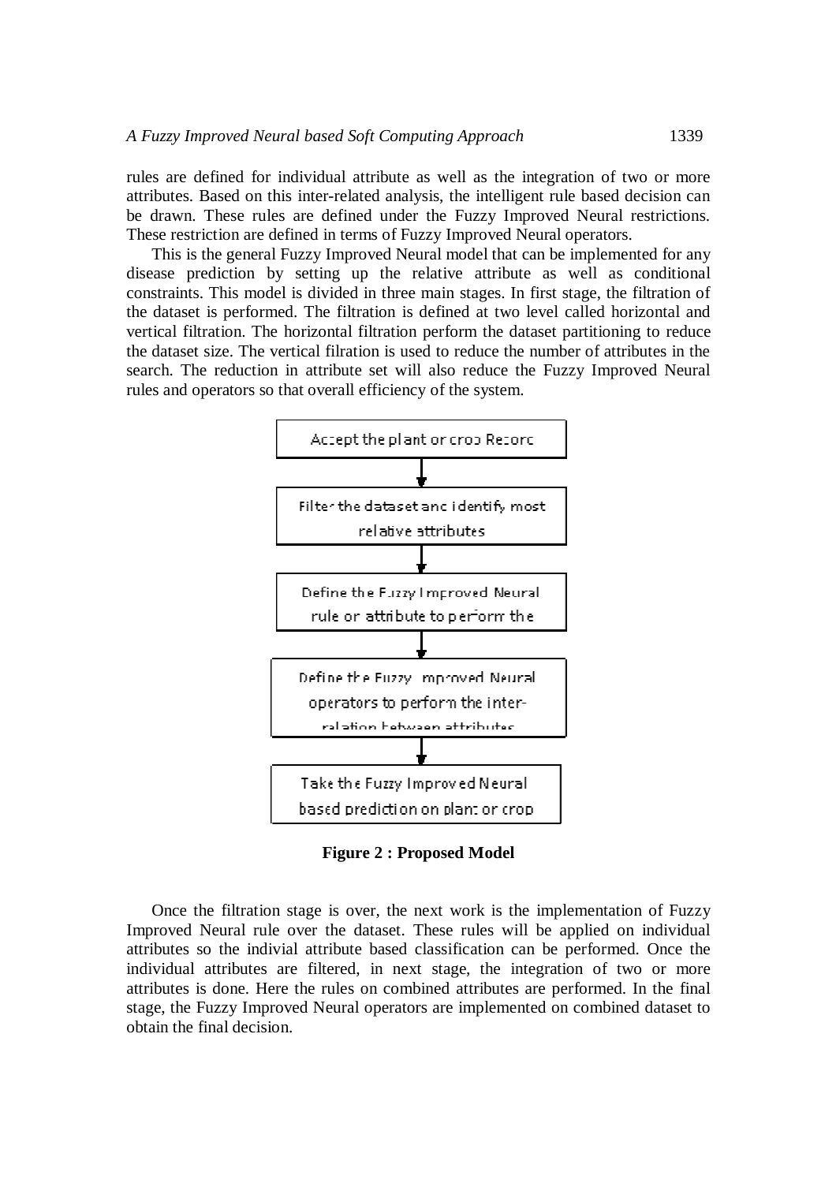rules are defined for individual attribute as well as the integration of two or more attributes. Based on this inter-related analysis, the intelligent rule based decision can be drawn. These rules are defined under the Fuzzy Improved Neural restrictions. These restriction are defined in terms of Fuzzy Improved Neural operators.

This is the general Fuzzy Improved Neural model that can be implemented for any disease prediction by setting up the relative attribute as well as conditional constraints. This model is divided in three main stages. In first stage, the filtration of the dataset is performed. The filtration is defined at two level called horizontal and vertical filtration. The horizontal filtration perform the dataset partitioning to reduce the dataset size. The vertical filration is used to reduce the number of attributes in the search. The reduction in attribute set will also reduce the Fuzzy Improved Neural rules and operators so that overall efficiency of the system.

Accept the plant or crop Record

↓

Filter the dataset and identify most relative attributes

↓

Define the Fuzzy Improved Neural rule or attribute to perform the

↓

Define the Fuzzy Improved Neural operators to perform the inter-relation between attributes

↓

Take the Fuzzy Improved Neural based prediction on plant or crop

**Figure 2 : Proposed Model**

Once the filtration stage is over, the next work is the implementation of Fuzzy Improved Neural rule over the dataset. These rules will be applied on individual attributes so the indivial attribute based classification can be performed. Once the individual attributes are filtered, in next stage, the integration of two or more attributes is done. Here the rules on combined attributes are performed. In the final stage, the Fuzzy Improved Neural operators are implemented on combined dataset to obtain the final decision.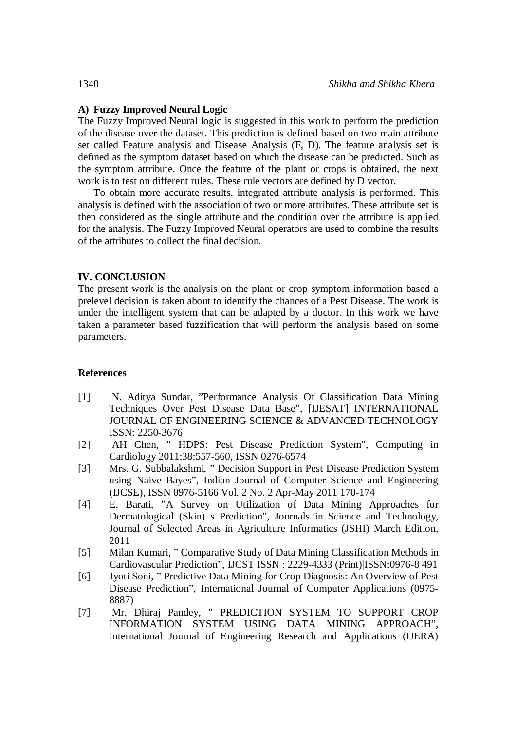### A) Fuzzy Improved Neural Logic

The Fuzzy Improved Neural logic is suggested in this work to perform the prediction of the disease over the dataset. This prediction is defined based on two main attribute set called Feature analysis and Disease Analysis (F, D). The feature analysis set is defined as the symptom dataset based on which the disease can be predicted. Such as the symptom attribute. Once the feature of the plant or crops is obtained, the next work is to test on different rules. These rule vectors are defined by D vector.

To obtain more accurate results, integrated attribute analysis is performed. This analysis is defined with the association of two or more attributes. These attribute set is then considered as the single attribute and the condition over the attribute is applied for the analysis. The Fuzzy Improved Neural operators are used to combine the results of the attributes to collect the final decision.

## IV. CONCLUSION

The present work is the analysis on the plant or crop symptom information based a prelevel decision is taken about to identify the chances of a Pest Disease. The work is under the intelligent system that can be adapted by a doctor. In this work we have taken a parameter based fuzzification that will perform the analysis based on some parameters.

## References

[1] N. Aditya Sundar, "Performance Analysis Of Classification Data Mining Techniques Over Pest Disease Data Base", [IJESAT] INTERNATIONAL JOURNAL OF ENGINEERING SCIENCE & ADVANCED TECHNOLOGY ISSN: 2250-3676

[2] AH Chen, " HDPS: Pest Disease Prediction System", Computing in Cardiology 2011;38:557-560, ISSN 0276-6574

[3] Mrs. G. Subbalakshmi, " Decision Support in Pest Disease Prediction System using Naive Bayes", Indian Journal of Computer Science and Engineering (IJCSE), ISSN 0976-5166 Vol. 2 No. 2 Apr-May 2011 170-174

[4] E. Barati, "A Survey on Utilization of Data Mining Approaches for Dermatological (Skin) s Prediction", Journals in Science and Technology, Journal of Selected Areas in Agriculture Informatics (JSHI) March Edition, 2011

[5] Milan Kumari, " Comparative Study of Data Mining Classification Methods in Cardiovascular Prediction", IJCST ISSN : 2229-4333 (Print)|ISSN:0976-8 491

[6] Jyoti Soni, " Predictive Data Mining for Crop Diagnosis: An Overview of Pest Disease Prediction", International Journal of Computer Applications (0975-8887)

[7] Mr. Dhiraj Pandey, " PREDICTION SYSTEM TO SUPPORT CROP INFORMATION SYSTEM USING DATA MINING APPROACH", International Journal of Engineering Research and Applications (IJERA)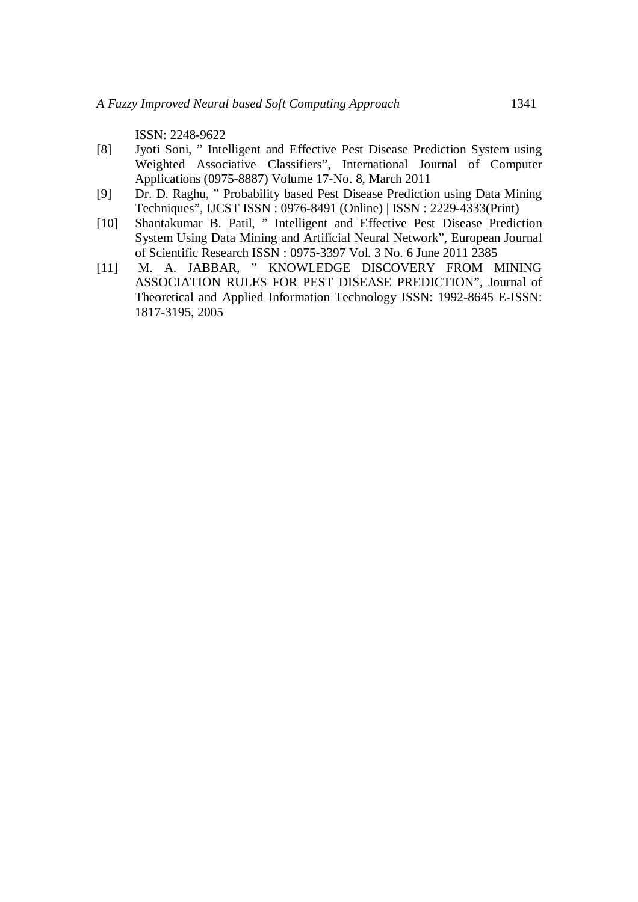ISSN: 2248-9622

[8] Jyoti Soni, " Intelligent and Effective Pest Disease Prediction System using Weighted Associative Classifiers", International Journal of Computer Applications (0975-8887) Volume 17-No. 8, March 2011

[9] Dr. D. Raghu, " Probability based Pest Disease Prediction using Data Mining Techniques", IJCST ISSN : 0976-8491 (Online) | ISSN : 2229-4333(Print)

[10] Shantakumar B. Patil, " Intelligent and Effective Pest Disease Prediction System Using Data Mining and Artificial Neural Network", European Journal of Scientific Research ISSN : 0975-3397 Vol. 3 No. 6 June 2011 2385

[11] M. A. JABBAR, " KNOWLEDGE DISCOVERY FROM MINING ASSOCIATION RULES FOR PEST DISEASE PREDICTION", Journal of Theoretical and Applied Information Technology ISSN: 1992-8645 E-ISSN: 1817-3195, 2005